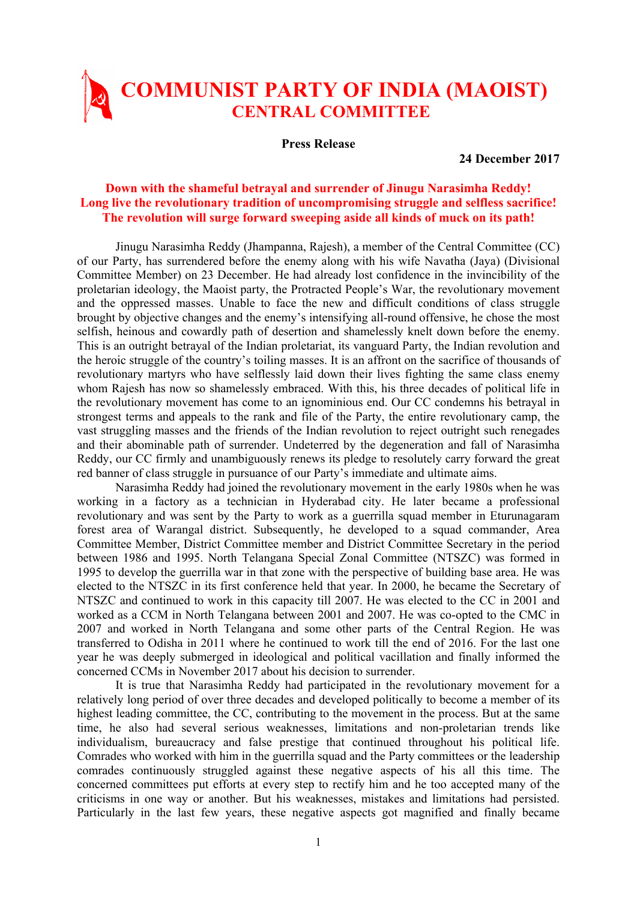# COMMUNIST PARTY OF INDIA (MAOIST)
## CENTRAL COMMITTEE

**Press Release**

**24 December 2017**

**Down with the shameful betrayal and surrender of Jinugu Narasimha Reddy!**
**Long live the revolutionary tradition of uncompromising struggle and selfless sacrifice!**
**The revolution will surge forward sweeping aside all kinds of muck on its path!**

Jinugu Narasimha Reddy (Jhampanna, Rajesh), a member of the Central Committee (CC) of our Party, has surrendered before the enemy along with his wife Navatha (Jaya) (Divisional Committee Member) on 23 December. He had already lost confidence in the invincibility of the proletarian ideology, the Maoist party, the Protracted People's War, the revolutionary movement and the oppressed masses. Unable to face the new and difficult conditions of class struggle brought by objective changes and the enemy's intensifying all-round offensive, he chose the most selfish, heinous and cowardly path of desertion and shamelessly knelt down before the enemy. This is an outright betrayal of the Indian proletariat, its vanguard Party, the Indian revolution and the heroic struggle of the country's toiling masses. It is an affront on the sacrifice of thousands of revolutionary martyrs who have selflessly laid down their lives fighting the same class enemy whom Rajesh has now so shamelessly embraced. With this, his three decades of political life in the revolutionary movement has come to an ignominious end. Our CC condemns his betrayal in strongest terms and appeals to the rank and file of the Party, the entire revolutionary camp, the vast struggling masses and the friends of the Indian revolution to reject outright such renegades and their abominable path of surrender. Undeterred by the degeneration and fall of Narasimha Reddy, our CC firmly and unambiguously renews its pledge to resolutely carry forward the great red banner of class struggle in pursuance of our Party's immediate and ultimate aims.

Narasimha Reddy had joined the revolutionary movement in the early 1980s when he was working in a factory as a technician in Hyderabad city. He later became a professional revolutionary and was sent by the Party to work as a guerrilla squad member in Eturunagaram forest area of Warangal district. Subsequently, he developed to a squad commander, Area Committee Member, District Committee member and District Committee Secretary in the period between 1986 and 1995. North Telangana Special Zonal Committee (NTSZC) was formed in 1995 to develop the guerrilla war in that zone with the perspective of building base area. He was elected to the NTSZC in its first conference held that year. In 2000, he became the Secretary of NTSZC and continued to work in this capacity till 2007. He was elected to the CC in 2001 and worked as a CCM in North Telangana between 2001 and 2007. He was co-opted to the CMC in 2007 and worked in North Telangana and some other parts of the Central Region. He was transferred to Odisha in 2011 where he continued to work till the end of 2016. For the last one year he was deeply submerged in ideological and political vacillation and finally informed the concerned CCMs in November 2017 about his decision to surrender.

It is true that Narasimha Reddy had participated in the revolutionary movement for a relatively long period of over three decades and developed politically to become a member of its highest leading committee, the CC, contributing to the movement in the process. But at the same time, he also had several serious weaknesses, limitations and non-proletarian trends like individualism, bureaucracy and false prestige that continued throughout his political life. Comrades who worked with him in the guerrilla squad and the Party committees or the leadership comrades continuously struggled against these negative aspects of his all this time. The concerned committees put efforts at every step to rectify him and he too accepted many of the criticisms in one way or another. But his weaknesses, mistakes and limitations had persisted. Particularly in the last few years, these negative aspects got magnified and finally became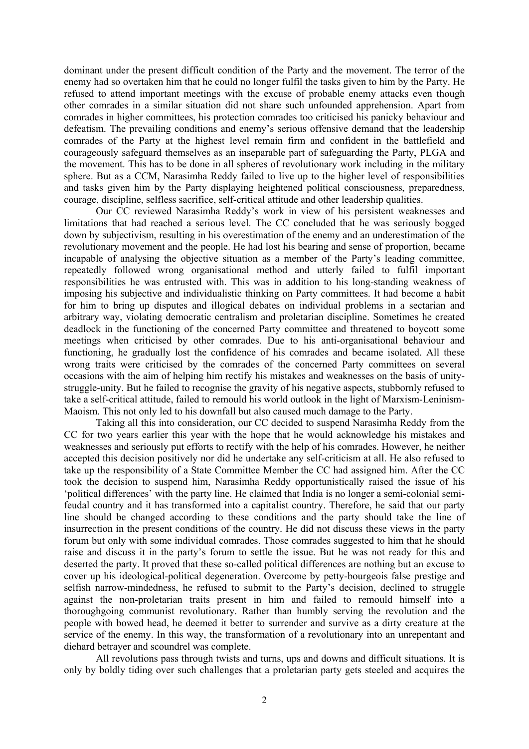dominant under the present difficult condition of the Party and the movement. The terror of the enemy had so overtaken him that he could no longer fulfil the tasks given to him by the Party. He refused to attend important meetings with the excuse of probable enemy attacks even though other comrades in a similar situation did not share such unfounded apprehension. Apart from comrades in higher committees, his protection comrades too criticised his panicky behaviour and defeatism. The prevailing conditions and enemy's serious offensive demand that the leadership comrades of the Party at the highest level remain firm and confident in the battlefield and courageously safeguard themselves as an inseparable part of safeguarding the Party, PLGA and the movement. This has to be done in all spheres of revolutionary work including in the military sphere. But as a CCM, Narasimha Reddy failed to live up to the higher level of responsibilities and tasks given him by the Party displaying heightened political consciousness, preparedness, courage, discipline, selfless sacrifice, self-critical attitude and other leadership qualities.

Our CC reviewed Narasimha Reddy's work in view of his persistent weaknesses and limitations that had reached a serious level. The CC concluded that he was seriously bogged down by subjectivism, resulting in his overestimation of the enemy and an underestimation of the revolutionary movement and the people. He had lost his bearing and sense of proportion, became incapable of analysing the objective situation as a member of the Party's leading committee, repeatedly followed wrong organisational method and utterly failed to fulfil important responsibilities he was entrusted with. This was in addition to his long-standing weakness of imposing his subjective and individualistic thinking on Party committees. It had become a habit for him to bring up disputes and illogical debates on individual problems in a sectarian and arbitrary way, violating democratic centralism and proletarian discipline. Sometimes he created deadlock in the functioning of the concerned Party committee and threatened to boycott some meetings when criticised by other comrades. Due to his anti-organisational behaviour and functioning, he gradually lost the confidence of his comrades and became isolated. All these wrong traits were criticised by the comrades of the concerned Party committees on several occasions with the aim of helping him rectify his mistakes and weaknesses on the basis of unity-struggle-unity. But he failed to recognise the gravity of his negative aspects, stubbornly refused to take a self-critical attitude, failed to remould his world outlook in the light of Marxism-Leninism-Maoism. This not only led to his downfall but also caused much damage to the Party.

Taking all this into consideration, our CC decided to suspend Narasimha Reddy from the CC for two years earlier this year with the hope that he would acknowledge his mistakes and weaknesses and seriously put efforts to rectify with the help of his comrades. However, he neither accepted this decision positively nor did he undertake any self-criticism at all. He also refused to take up the responsibility of a State Committee Member the CC had assigned him. After the CC took the decision to suspend him, Narasimha Reddy opportunistically raised the issue of his 'political differences' with the party line. He claimed that India is no longer a semi-colonial semi-feudal country and it has transformed into a capitalist country. Therefore, he said that our party line should be changed according to these conditions and the party should take the line of insurrection in the present conditions of the country. He did not discuss these views in the party forum but only with some individual comrades. Those comrades suggested to him that he should raise and discuss it in the party's forum to settle the issue. But he was not ready for this and deserted the party. It proved that these so-called political differences are nothing but an excuse to cover up his ideological-political degeneration. Overcome by petty-bourgeois false prestige and selfish narrow-mindedness, he refused to submit to the Party's decision, declined to struggle against the non-proletarian traits present in him and failed to remould himself into a thoroughgoing communist revolutionary. Rather than humbly serving the revolution and the people with bowed head, he deemed it better to surrender and survive as a dirty creature at the service of the enemy. In this way, the transformation of a revolutionary into an unrepentant and diehard betrayer and scoundrel was complete.

All revolutions pass through twists and turns, ups and downs and difficult situations. It is only by boldly tiding over such challenges that a proletarian party gets steeled and acquires the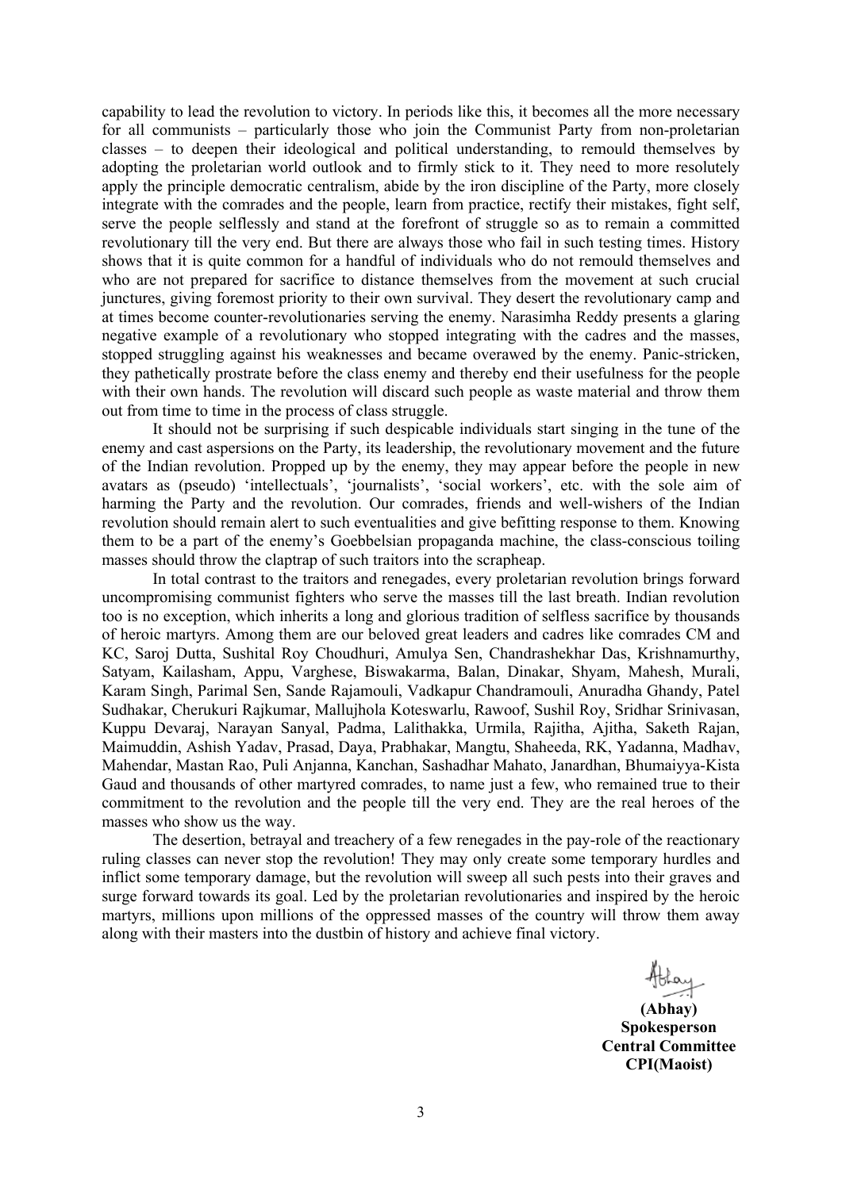capability to lead the revolution to victory. In periods like this, it becomes all the more necessary for all communists – particularly those who join the Communist Party from non-proletarian classes – to deepen their ideological and political understanding, to remould themselves by adopting the proletarian world outlook and to firmly stick to it. They need to more resolutely apply the principle democratic centralism, abide by the iron discipline of the Party, more closely integrate with the comrades and the people, learn from practice, rectify their mistakes, fight self, serve the people selflessly and stand at the forefront of struggle so as to remain a committed revolutionary till the very end. But there are always those who fail in such testing times. History shows that it is quite common for a handful of individuals who do not remould themselves and who are not prepared for sacrifice to distance themselves from the movement at such crucial junctures, giving foremost priority to their own survival. They desert the revolutionary camp and at times become counter-revolutionaries serving the enemy. Narasimha Reddy presents a glaring negative example of a revolutionary who stopped integrating with the cadres and the masses, stopped struggling against his weaknesses and became overawed by the enemy. Panic-stricken, they pathetically prostrate before the class enemy and thereby end their usefulness for the people with their own hands. The revolution will discard such people as waste material and throw them out from time to time in the process of class struggle.

It should not be surprising if such despicable individuals start singing in the tune of the enemy and cast aspersions on the Party, its leadership, the revolutionary movement and the future of the Indian revolution. Propped up by the enemy, they may appear before the people in new avatars as (pseudo) 'intellectuals', 'journalists', 'social workers', etc. with the sole aim of harming the Party and the revolution. Our comrades, friends and well-wishers of the Indian revolution should remain alert to such eventualities and give befitting response to them. Knowing them to be a part of the enemy's Goebbelsian propaganda machine, the class-conscious toiling masses should throw the claptrap of such traitors into the scrapheap.

In total contrast to the traitors and renegades, every proletarian revolution brings forward uncompromising communist fighters who serve the masses till the last breath. Indian revolution too is no exception, which inherits a long and glorious tradition of selfless sacrifice by thousands of heroic martyrs. Among them are our beloved great leaders and cadres like comrades CM and KC, Saroj Dutta, Sushital Roy Choudhuri, Amulya Sen, Chandrashekhar Das, Krishnamurthy, Satyam, Kailasham, Appu, Varghese, Biswakarma, Balan, Dinakar, Shyam, Mahesh, Murali, Karam Singh, Parimal Sen, Sande Rajamouli, Vadkapur Chandramouli, Anuradha Ghandy, Patel Sudhakar, Cherukuri Rajkumar, Mallujhola Koteswarlu, Rawoof, Sushil Roy, Sridhar Srinivasan, Kuppu Devaraj, Narayan Sanyal, Padma, Lalithakka, Urmila, Rajitha, Ajitha, Saketh Rajan, Maimuddin, Ashish Yadav, Prasad, Daya, Prabhakar, Mangtu, Shaheeda, RK, Yadanna, Madhav, Mahendar, Mastan Rao, Puli Anjanna, Kanchan, Sashadhar Mahato, Janardhan, Bhumaiyya-Kista Gaud and thousands of other martyred comrades, to name just a few, who remained true to their commitment to the revolution and the people till the very end. They are the real heroes of the masses who show us the way.

The desertion, betrayal and treachery of a few renegades in the pay-role of the reactionary ruling classes can never stop the revolution! They may only create some temporary hurdles and inflict some temporary damage, but the revolution will sweep all such pests into their graves and surge forward towards its goal. Led by the proletarian revolutionaries and inspired by the heroic martyrs, millions upon millions of the oppressed masses of the country will throw them away along with their masters into the dustbin of history and achieve final victory.

Abhay

**(Abhay)**
**Spokesperson**
**Central Committee**
**CPI(Maoist)**